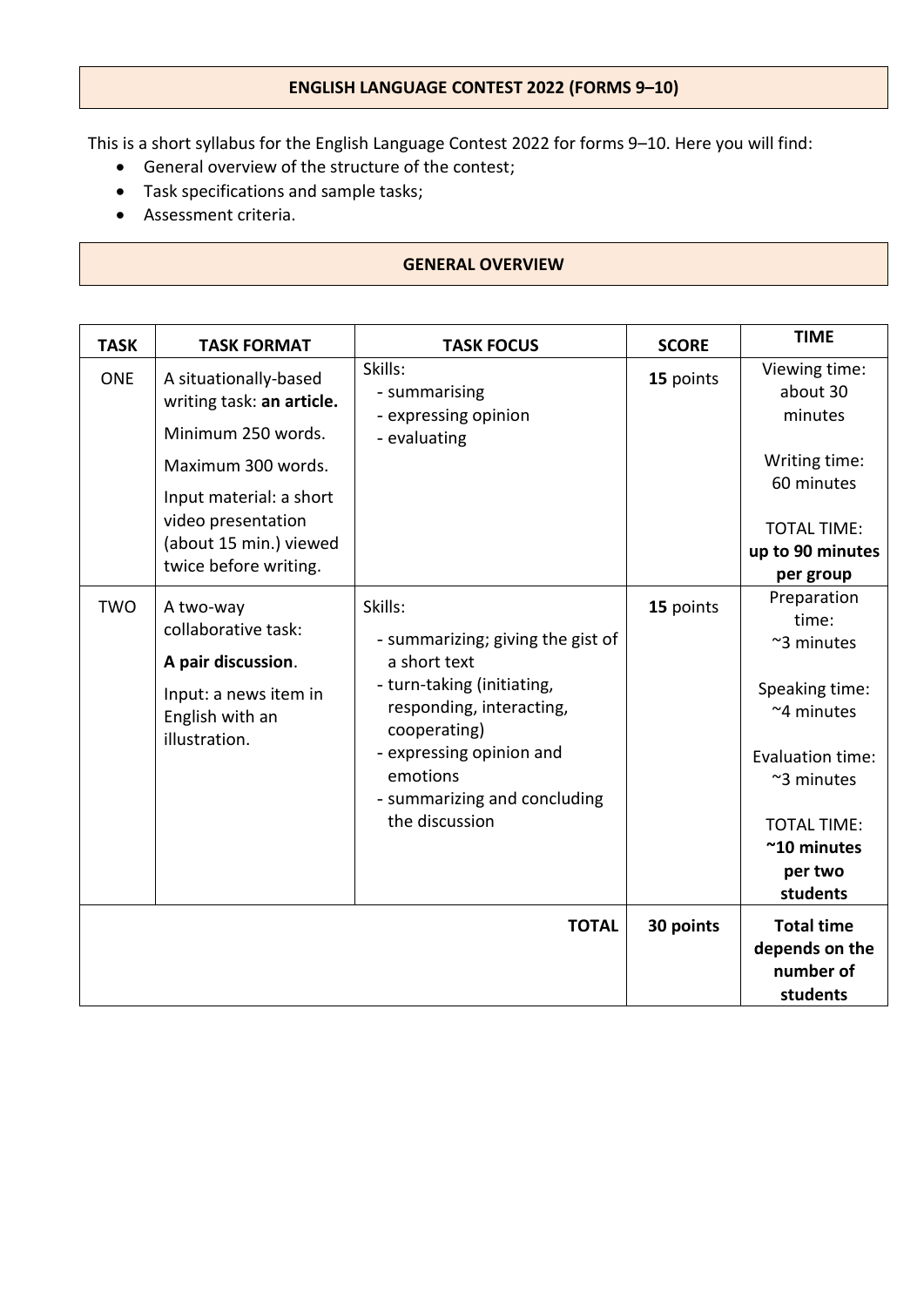## ENGLISH LANGUAGE CONTEST 2022 (FORMS 9–10)

This is a short syllabus for the English Language Contest 2022 for forms 9–10. Here you will find:

- General overview of the structure of the contest;
- Task specifications and sample tasks;
- Assessment criteria.

## GENERAL OVERVIEW

| TASK | TASK FORMAT | TASK FOCUS | SCORE | TIME |
|---|---|---|---|---|
| ONE | A situationally-based writing task: **an article.**<br><br>Minimum 250 words.<br><br>Maximum 300 words.<br><br>Input material: a short video presentation (about 15 min.) viewed twice before writing. | Skills:<br>- summarising<br>- expressing opinion<br>- evaluating | **15** points | Viewing time: about 30 minutes<br><br>Writing time: 60 minutes<br><br>TOTAL TIME: **up to 90 minutes per group** |
| TWO | A two-way collaborative task:<br><br>**A pair discussion**.<br><br>Input: a news item in English with an illustration. | Skills:<br>- summarizing; giving the gist of a short text<br>- turn-taking (initiating, responding, interacting, cooperating)<br>- expressing opinion and emotions<br>- summarizing and concluding the discussion | **15** points | Preparation time: ~3 minutes<br><br>Speaking time: ~4 minutes<br><br>Evaluation time: ~3 minutes<br><br>TOTAL TIME: **~10 minutes per two students** |
| | | **TOTAL** | **30 points** | **Total time depends on the number of students** |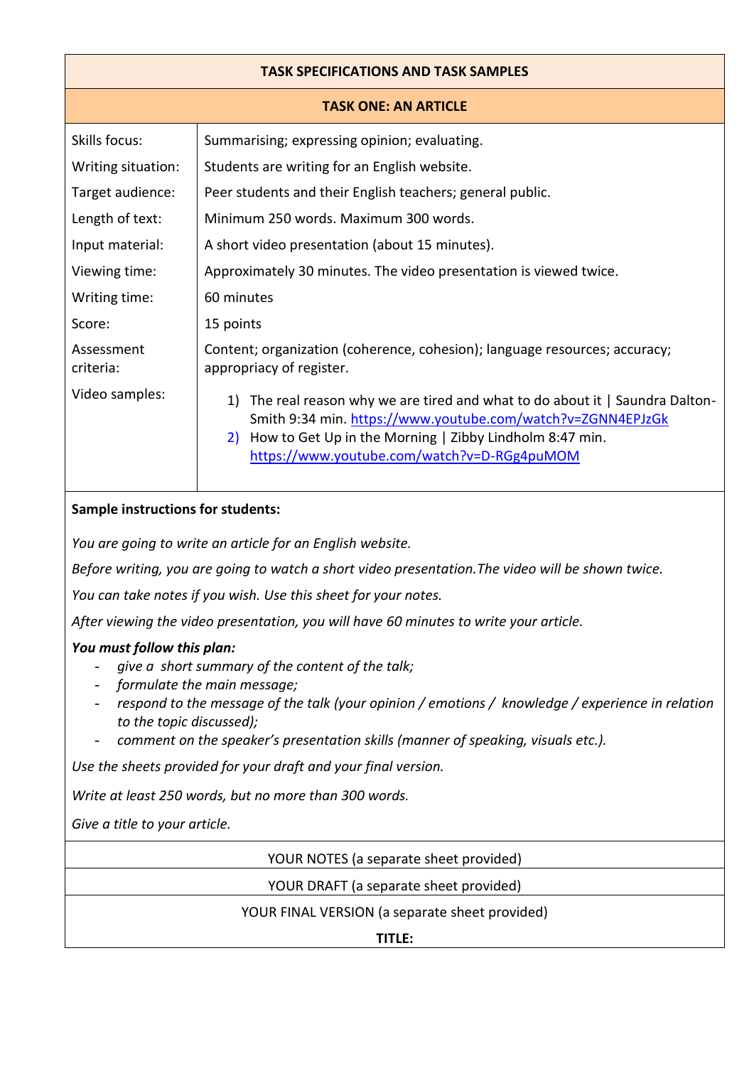## TASK SPECIFICATIONS AND TASK SAMPLES

### TASK ONE: AN ARTICLE

| | |
|---|---|
| Skills focus: | Summarising; expressing opinion; evaluating. |
| Writing situation: | Students are writing for an English website. |
| Target audience: | Peer students and their English teachers; general public. |
| Length of text: | Minimum 250 words. Maximum 300 words. |
| Input material: | A short video presentation (about 15 minutes). |
| Viewing time: | Approximately 30 minutes. The video presentation is viewed twice. |
| Writing time: | 60 minutes |
| Score: | 15 points |
| Assessment criteria: | Content; organization (coherence, cohesion); language resources; accuracy; appropriacy of register. |
| Video samples: | 1) The real reason why we are tired and what to do about it \| Saundra Dalton-Smith 9:34 min. https://www.youtube.com/watch?v=ZGNN4EPJzGk<br>2) How to Get Up in the Morning \| Zibby Lindholm 8:47 min. https://www.youtube.com/watch?v=D-RGg4puMOM |

**Sample instructions for students:**

*You are going to write an article for an English website.*

*Before writing, you are going to watch a short video presentation.The video will be shown twice.*

*You can take notes if you wish. Use this sheet for your notes.*

*After viewing the video presentation, you will have 60 minutes to write your article.*

***You must follow this plan:***

- *give a short summary of the content of the talk;*
- *formulate the main message;*
- *respond to the message of the talk (your opinion / emotions / knowledge / experience in relation to the topic discussed);*
- *comment on the speaker's presentation skills (manner of speaking, visuals etc.).*

*Use the sheets provided for your draft and your final version.*

*Write at least 250 words, but no more than 300 words.*

*Give a title to your article.*

| YOUR NOTES (a separate sheet provided) |
|---|
| YOUR DRAFT (a separate sheet provided) |
| YOUR FINAL VERSION (a separate sheet provided)<br>**TITLE:** |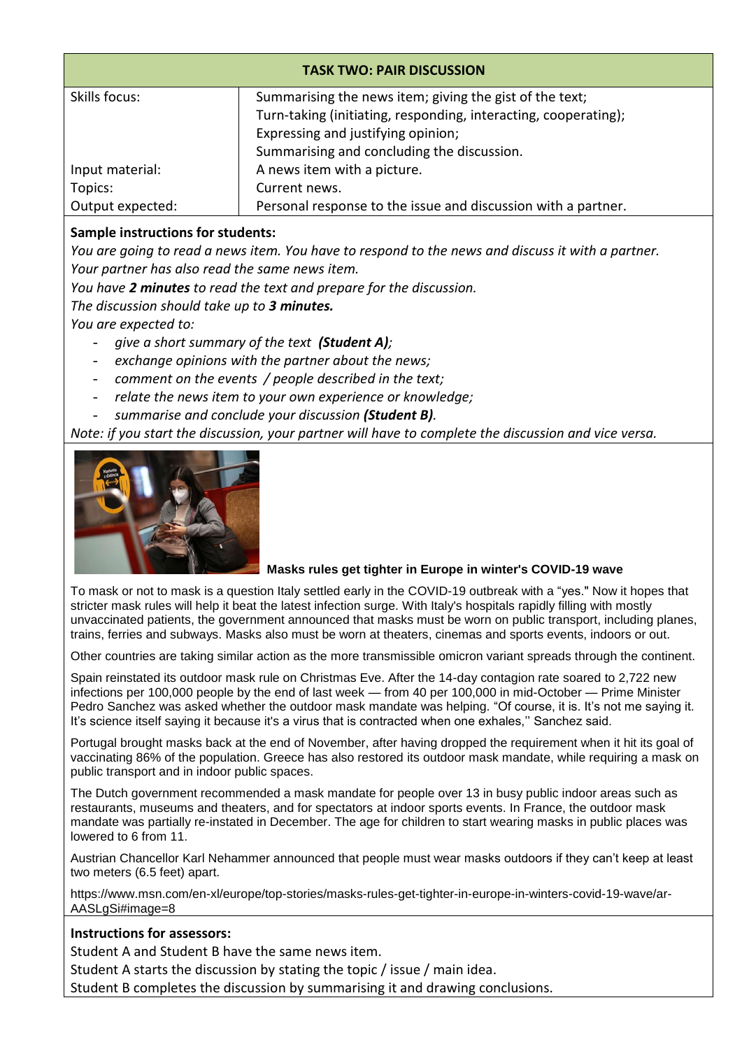## TASK TWO: PAIR DISCUSSION

| | |
|---|---|
| Skills focus: | Summarising the news item; giving the gist of the text;<br>Turn-taking (initiating, responding, interacting, cooperating);<br>Expressing and justifying opinion;<br>Summarising and concluding the discussion. |
| Input material: | A news item with a picture. |
| Topics: | Current news. |
| Output expected: | Personal response to the issue and discussion with a partner. |

**Sample instructions for students:**

*You are going to read a news item. You have to respond to the news and discuss it with a partner.*
*Your partner has also read the same news item.*
*You have* ***2 minutes*** *to read the text and prepare for the discussion.*
*The discussion should take up to* ***3 minutes.***
*You are expected to:*

- *give a short summary of the text* ***(Student A)****;*
- *exchange opinions with the partner about the news;*
- *comment on the events / people described in the text;*
- *relate the news item to your own experience or knowledge;*
- *summarise and conclude your discussion* ***(Student B)****.*

*Note: if you start the discussion, your partner will have to complete the discussion and vice versa.*

**Masks rules get tighter in Europe in winter's COVID-19 wave**

To mask or not to mask is a question Italy settled early in the COVID-19 outbreak with a "yes." Now it hopes that stricter mask rules will help it beat the latest infection surge. With Italy's hospitals rapidly filling with mostly unvaccinated patients, the government announced that masks must be worn on public transport, including planes, trains, ferries and subways. Masks also must be worn at theaters, cinemas and sports events, indoors or out.

Other countries are taking similar action as the more transmissible omicron variant spreads through the continent.

Spain reinstated its outdoor mask rule on Christmas Eve. After the 14-day contagion rate soared to 2,722 new infections per 100,000 people by the end of last week — from 40 per 100,000 in mid-October — Prime Minister Pedro Sanchez was asked whether the outdoor mask mandate was helping. "Of course, it is. It's not me saying it. It's science itself saying it because it's a virus that is contracted when one exhales,'' Sanchez said.

Portugal brought masks back at the end of November, after having dropped the requirement when it hit its goal of vaccinating 86% of the population. Greece has also restored its outdoor mask mandate, while requiring a mask on public transport and in indoor public spaces.

The Dutch government recommended a mask mandate for people over 13 in busy public indoor areas such as restaurants, museums and theaters, and for spectators at indoor sports events. In France, the outdoor mask mandate was partially re-instated in December. The age for children to start wearing masks in public places was lowered to 6 from 11.

Austrian Chancellor Karl Nehammer announced that people must wear masks outdoors if they can't keep at least two meters (6.5 feet) apart.

https://www.msn.com/en-xl/europe/top-stories/masks-rules-get-tighter-in-europe-in-winters-covid-19-wave/ar-AASLgSi#image=8

**Instructions for assessors:**

Student A and Student B have the same news item.
Student A starts the discussion by stating the topic / issue / main idea.
Student B completes the discussion by summarising it and drawing conclusions.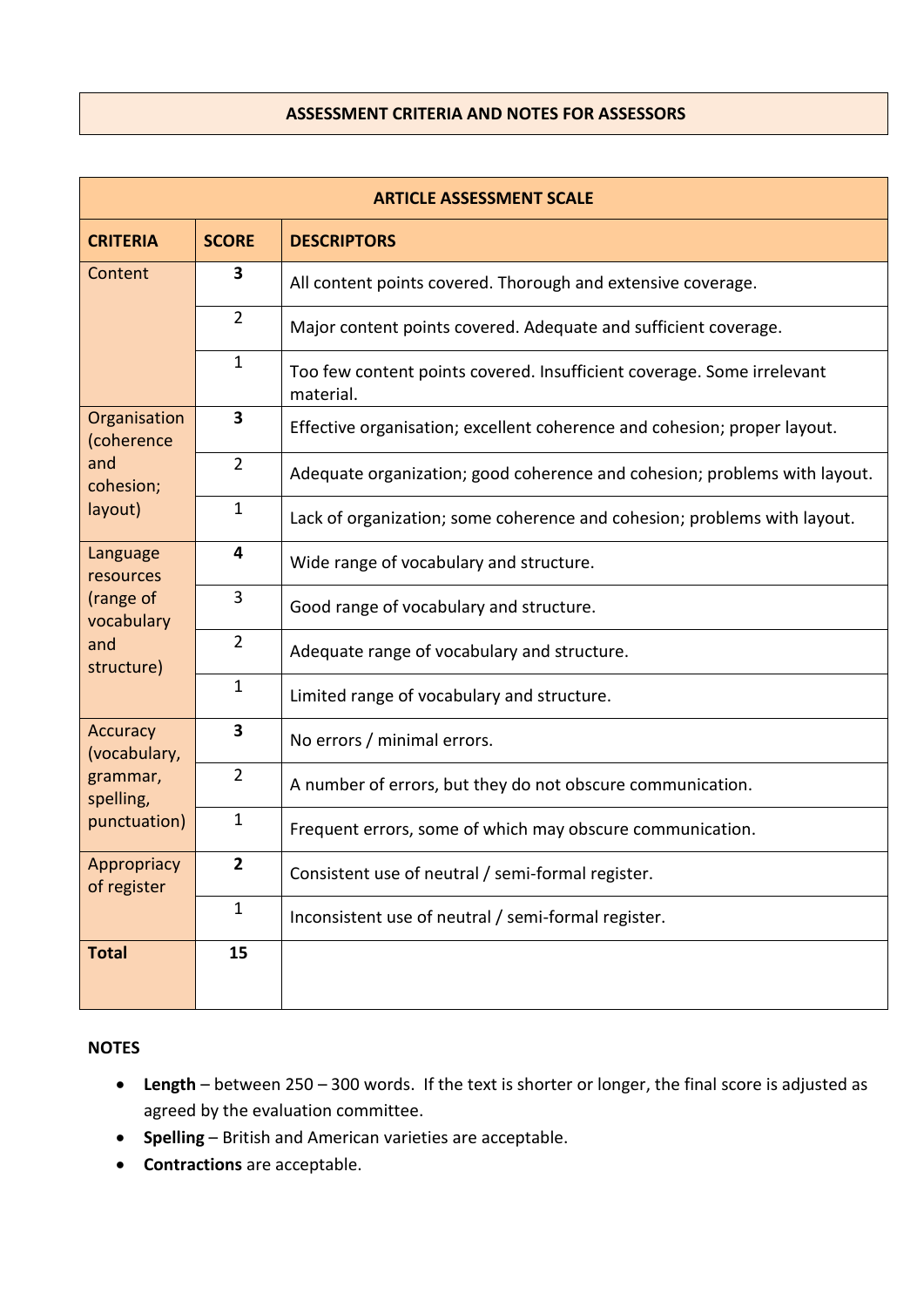## ASSESSMENT CRITERIA AND NOTES FOR ASSESSORS

| ARTICLE ASSESSMENT SCALE | | |
|---|---|---|
| **CRITERIA** | **SCORE** | **DESCRIPTORS** |
| Content | **3** | All content points covered. Thorough and extensive coverage. |
| | 2 | Major content points covered. Adequate and sufficient coverage. |
| | 1 | Too few content points covered. Insufficient coverage. Some irrelevant material. |
| Organisation (coherence and cohesion; layout) | **3** | Effective organisation; excellent coherence and cohesion; proper layout. |
| | 2 | Adequate organization; good coherence and cohesion; problems with layout. |
| | 1 | Lack of organization; some coherence and cohesion; problems with layout. |
| Language resources (range of vocabulary and structure) | **4** | Wide range of vocabulary and structure. |
| | 3 | Good range of vocabulary and structure. |
| | 2 | Adequate range of vocabulary and structure. |
| | 1 | Limited range of vocabulary and structure. |
| Accuracy (vocabulary, grammar, spelling, punctuation) | **3** | No errors / minimal errors. |
| | 2 | A number of errors, but they do not obscure communication. |
| | 1 | Frequent errors, some of which may obscure communication. |
| Appropriacy of register | **2** | Consistent use of neutral / semi-formal register. |
| | 1 | Inconsistent use of neutral / semi-formal register. |
| **Total** | **15** | |

**NOTES**

- **Length** – between 250 – 300 words. If the text is shorter or longer, the final score is adjusted as agreed by the evaluation committee.
- **Spelling** – British and American varieties are acceptable.
- **Contractions** are acceptable.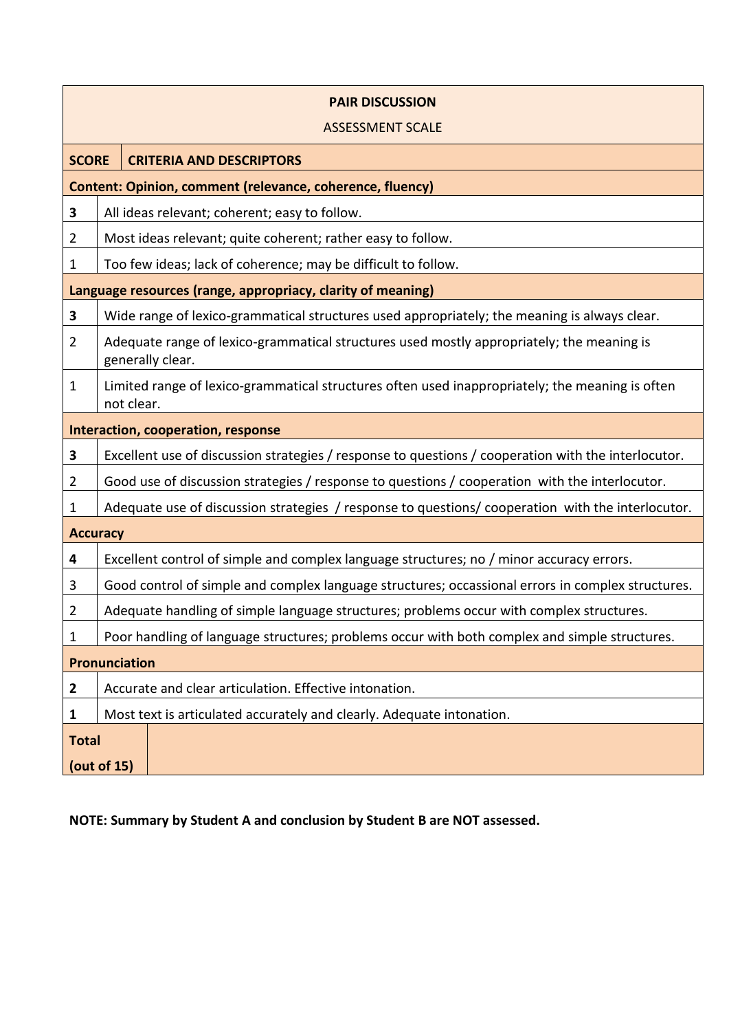| PAIR DISCUSSION<br>ASSESSMENT SCALE | |
|---|---|
| **SCORE** | **CRITERIA AND DESCRIPTORS** |
| **Content: Opinion, comment (relevance, coherence, fluency)** | |
| **3** | All ideas relevant; coherent; easy to follow. |
| 2 | Most ideas relevant; quite coherent; rather easy to follow. |
| 1 | Too few ideas; lack of coherence; may be difficult to follow. |
| **Language resources (range, appropriacy, clarity of meaning)** | |
| **3** | Wide range of lexico-grammatical structures used appropriately; the meaning is always clear. |
| 2 | Adequate range of lexico-grammatical structures used mostly appropriately; the meaning is generally clear. |
| 1 | Limited range of lexico-grammatical structures often used inappropriately; the meaning is often not clear. |
| **Interaction, cooperation, response** | |
| **3** | Excellent use of discussion strategies / response to questions / cooperation with the interlocutor. |
| 2 | Good use of discussion strategies / response to questions / cooperation with the interlocutor. |
| 1 | Adequate use of discussion strategies / response to questions/ cooperation with the interlocutor. |
| **Accuracy** | |
| **4** | Excellent control of simple and complex language structures; no / minor accuracy errors. |
| 3 | Good control of simple and complex language structures; occassional errors in complex structures. |
| 2 | Adequate handling of simple language structures; problems occur with complex structures. |
| 1 | Poor handling of language structures; problems occur with both complex and simple structures. |
| **Pronunciation** | |
| **2** | Accurate and clear articulation. Effective intonation. |
| **1** | Most text is articulated accurately and clearly. Adequate intonation. |
| **Total**<br>**(out of 15)** | |

**NOTE: Summary by Student A and conclusion by Student B are NOT assessed.**